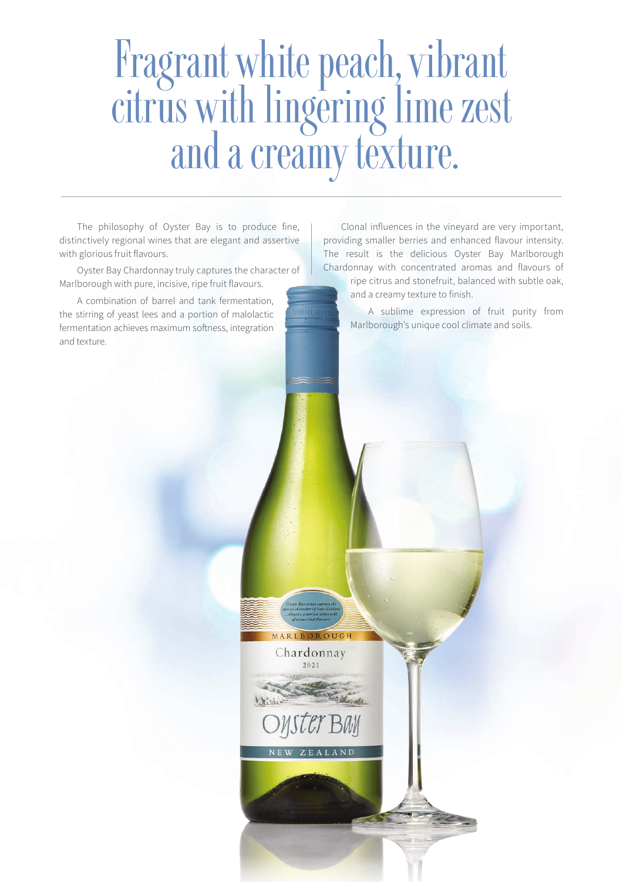# Fragrant white peach, vibrant citrus with lingering lime zest and a creamy texture.

The philosophy of Oyster Bay is to produce fine, distinctively regional wines that are elegant and assertive with glorious fruit flavours.

Oyster Bay Chardonnay truly captures the character of Marlborough with pure, incisive, ripe fruit flavours.

A combination of barrel and tank fermentation, the stirring of yeast lees and a portion of malolactic fermentation achieves maximum softness, integration and texture.

Clonal influences in the vineyard are very important, providing smaller berries and enhanced flavour intensity. The result is the delicious Oyster Bay Marlborough Chardonnay with concentrated aromas and flavours of ripe citrus and stonefruit, balanced with subtle oak, and a creamy texture to finish.

A sublime expression of fruit purity from Marlborough's unique cool climate and soils.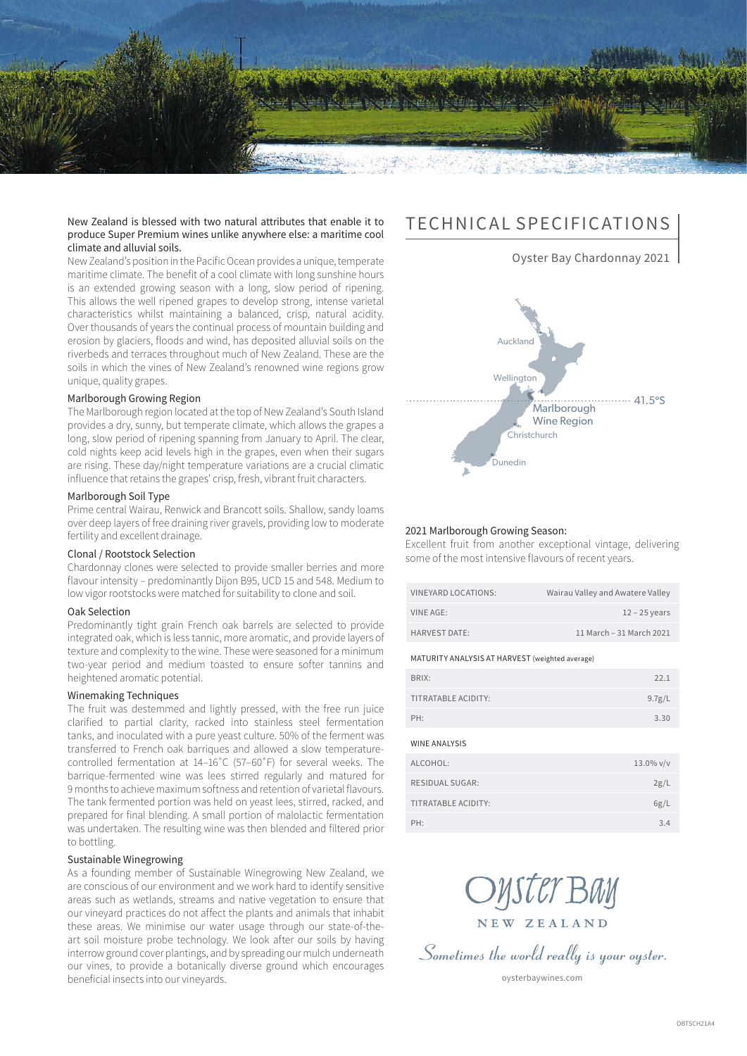New Zealand is blessed with two natural attributes that enable it to produce Super Premium wines unlike anywhere else: a maritime cool climate and alluvial soils.

New Zealand's position in the Pacific Ocean provides a unique, temperate maritime climate. The benefit of a cool climate with long sunshine hours is an extended growing season with a long, slow period of ripening. This allows the well ripened grapes to develop strong, intense varietal characteristics whilst maintaining a balanced, crisp, natural acidity. Over thousands of years the continual process of mountain building and erosion by glaciers, floods and wind, has deposited alluvial soils on the riverbeds and terraces throughout much of New Zealand. These are the soils in which the vines of New Zealand's renowned wine regions grow unique, quality grapes.

### Marlborough Growing Region

The Marlborough region located at the top of New Zealand's South Island provides a dry, sunny, but temperate climate, which allows the grapes a long, slow period of ripening spanning from January to April. The clear, cold nights keep acid levels high in the grapes, even when their sugars are rising. These day/night temperature variations are a crucial climatic influence that retains the grapes' crisp, fresh, vibrant fruit characters.

### Marlborough Soil Type

Prime central Wairau, Renwick and Brancott soils. Shallow, sandy loams over deep layers of free draining river gravels, providing low to moderate fertility and excellent drainage.

### Clonal / Rootstock Selection

Chardonnay clones were selected to provide smaller berries and more flavour intensity – predominantly Dijon B95, UCD 15 and 548. Medium to low vigor rootstocks were matched for suitability to clone and soil.

### Oak Selection

Predominantly tight grain French oak barrels are selected to provide integrated oak, which is less tannic, more aromatic, and provide layers of texture and complexity to the wine. These were seasoned for a minimum two-year period and medium toasted to ensure softer tannins and heightened aromatic potential.

### Winemaking Techniques

The fruit was destemmed and lightly pressed, with the free run juice clarified to partial clarity, racked into stainless steel fermentation tanks, and inoculated with a pure yeast culture. 50% of the ferment was transferred to French oak barriques and allowed a slow temperature-controlled fermentation at 14–16˚C (57–60˚F) for several weeks. The barrique-fermented wine was lees stirred regularly and matured for 9 months to achieve maximum softness and retention of varietal flavours. The tank fermented portion was held on yeast lees, stirred, racked, and prepared for final blending. A small portion of malolactic fermentation was undertaken. The resulting wine was then blended and filtered prior to bottling.

### Sustainable Winegrowing

As a founding member of Sustainable Winegrowing New Zealand, we are conscious of our environment and we work hard to identify sensitive areas such as wetlands, streams and native vegetation to ensure that our vineyard practices do not affect the plants and animals that inhabit these areas. We minimise our water usage through our state-of-the-art soil moisture probe technology. We look after our soils by having interrow ground cover plantings, and by spreading our mulch underneath our vines, to provide a botanically diverse ground which encourages beneficial insects into our vineyards.

# TECHNICAL SPECIFICATIONS

## Oyster Bay Chardonnay 2021

Auckland

Wellington

Marlborough Wine Region

41.5°S

Christchurch

Dunedin

### 2021 Marlborough Growing Season:

Excellent fruit from another exceptional vintage, delivering some of the most intensive flavours of recent years.

| | |
|---|---|
| VINEYARD LOCATIONS: | Wairau Valley and Awatere Valley |
| VINE AGE: | 12 – 25 years |
| HARVEST DATE: | 11 March – 31 March 2021 |

MATURITY ANALYSIS AT HARVEST (weighted average)

| | |
|---|---|
| BRIX: | 22.1 |
| TITRATABLE ACIDITY: | 9.7g/L |
| PH: | 3.30 |

WINE ANALYSIS

| | |
|---|---|
| ALCOHOL: | 13.0% v/v |
| RESIDUAL SUGAR: | 2g/L |
| TITRATABLE ACIDITY: | 6g/L |
| PH: | 3.4 |

Oyster Bay

NEW ZEALAND

*Sometimes the world really is your oyster.*

oysterbaywines.com

OBTSCH21A4